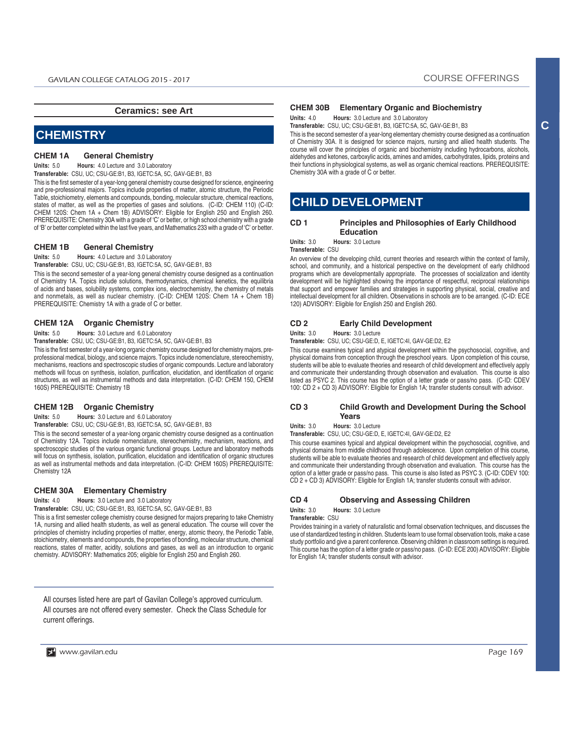## Ceramics: see Art

# CHEMISTRY

### CHEM 1A General Chemistry

**Units:** 5.0 **Hours:** 4.0 Lecture and 3.0 Laboratory

**Transferable:** CSU, UC; CSU-GE:B1, B3, IGETC:5A, 5C, GAV-GE:B1, B3

This is the first semester of a year-long general chemistry course designed for science, engineering and pre-professional majors. Topics include properties of matter, atomic structure, the Periodic Table, stoichiometry, elements and compounds, bonding, molecular structure, chemical reactions, states of matter, as well as the properties of gases and solutions. (C-ID: CHEM 110) (C-ID: CHEM 120S: Chem 1A + Chem 1B) ADVISORY: Eligible for English 250 and English 260. PREREQUISITE: Chemistry 30A with a grade of 'C' or better, or high school chemistry with a grade of 'B' or better completed within the last five years, and Mathematics 233 with a grade of 'C' or better.

### CHEM 1B General Chemistry

**Units:** 5.0 **Hours:** 4.0 Lecture and 3.0 Laboratory

**Transferable:** CSU, UC; CSU-GE:B1, B3, IGETC:5A, 5C, GAV-GE:B1, B3

This is the second semester of a year-long general chemistry course designed as a continuation of Chemistry 1A. Topics include solutions, thermodynamics, chemical kenetics, the equilibria of acids and bases, solubility systems, complex ions, electrochemistry, the chemistry of metals and nonmetals, as well as nuclear chemistry. (C-ID: CHEM 120S: Chem 1A + Chem 1B) PREREQUISITE: Chemistry 1A with a grade of C or better.

### CHEM 12A Organic Chemistry

**Units:** 5.0 **Hours:** 3.0 Lecture and 6.0 Laboratory

**Transferable:** CSU, UC; CSU-GE:B1, B3, IGETC:5A, 5C, GAV-GE:B1, B3

This is the first semester of a year-long organic chemistry course designed for chemistry majors, pre-professional medical, biology, and science majors. Topics include nomenclature, stereochemistry, mechanisms, reactions and spectroscopic studies of organic compounds. Lecture and laboratory methods will focus on synthesis, isolation, purification, elucidation, and identification of organic structures, as well as instrumental methods and data interpretation. (C-ID: CHEM 150, CHEM 160S) PREREQUISITE: Chemistry 1B

### CHEM 12B Organic Chemistry

**Units:** 5.0 **Hours:** 3.0 Lecture and 6.0 Laboratory

**Transferable:** CSU, UC; CSU-GE:B1, B3, IGETC:5A, 5C, GAV-GE:B1, B3

This is the second semester of a year-long organic chemistry course designed as a continuation of Chemistry 12A. Topics include nomenclature, stereochemistry, mechanism, reactions, and spectroscopic studies of the various organic functional groups. Lecture and laboratory methods will focus on synthesis, isolation, purification, elucidation and identification of organic structures as well as instrumental methods and data interpretation. (C-ID: CHEM 160S) PREREQUISITE: Chemistry 12A

### CHEM 30A Elementary Chemistry

**Units:** 4.0 **Hours:** 3.0 Lecture and 3.0 Laboratory

**Transferable:** CSU, UC; CSU-GE:B1, B3, IGETC:5A, 5C, GAV-GE:B1, B3

This is a first semester college chemistry course designed for majors preparing to take Chemistry 1A, nursing and allied health students, as well as general education. The course will cover the principles of chemistry including properties of matter, energy, atomic theory, the Periodic Table, stoichiometry, elements and compounds, the properties of bonding, molecular structure, chemical reactions, states of matter, acidity, solutions and gases, as well as an introduction to organic chemistry. ADVISORY: Mathematics 205; eligible for English 250 and English 260.

### CHEM 30B Elementary Organic and Biochemistry

**Units:** 4.0 **Hours:** 3.0 Lecture and 3.0 Laboratory

**Transferable:** CSU, UC; CSU-GE:B1, B3, IGETC:5A, 5C, GAV-GE:B1, B3

This is the second semester of a year-long elementary chemistry course designed as a continuation of Chemistry 30A. It is designed for science majors, nursing and allied health students. The course will cover the principles of organic and biochemistry including hydrocarbons, alcohols, aldehydes and ketones, carboxylic acids, amines and amides, carbohydrates, lipids, proteins and their functions in physiological systems, as well as organic chemical reactions. PREREQUISITE: Chemistry 30A with a grade of C or better.

# CHILD DEVELOPMENT

### CD 1 Principles and Philosophies of Early Childhood Education

**Units:** 3.0 **Hours:** 3.0 Lecture

**Transferable:** CSU

An overview of the developing child, current theories and research within the context of family, school, and community, and a historical perspective on the development of early childhood programs which are developmentally appropriate. The processes of socialization and identity development will be highlighted showing the importance of respectful, reciprocal relationships that support and empower families and strategies in supporting physical, social, creative and intellectual development for all children. Observations in schools are to be arranged. (C-ID: ECE 120) ADVISORY: Eligible for English 250 and English 260.

### CD 2 Early Child Development

**Units:** 3.0 **Hours:** 3.0 Lecture

**Transferable:** CSU, UC; CSU-GE:D, E, IGETC:4I, GAV-GE:D2, E2

This course examines typical and atypical development within the psychosocial, cognitive, and physical domains from conception through the preschool years. Upon completion of this course, students will be able to evaluate theories and research of child development and effectively apply and communicate their understanding through observation and evaluation. This course is also listed as PSYC 2. This course has the option of a letter grade or pass/no pass. (C-ID: CDEV 100: CD 2 + CD 3) ADVISORY: Eligible for English 1A; transfer students consult with advisor.

### CD 3 Child Growth and Development During the School Years

**Units:** 3.0 **Hours:** 3.0 Lecture

**Transferable:** CSU, UC; CSU-GE:D, E, IGETC:4I, GAV-GE:D2, E2

This course examines typical and atypical development within the psychosocial, cognitive, and physical domains from middle childhood through adolescence. Upon completion of this course, students will be able to evaluate theories and research of child development and effectively apply and communicate their understanding through observation and evaluation. This course has the option of a letter grade or pass/no pass. This course is also listed as PSYC 3. (C-ID: CDEV 100: CD 2 + CD 3) ADVISORY: Eligible for English 1A; transfer students consult with advisor.

### CD 4 Observing and Assessing Children

**Units:** 3.0 **Hours:** 3.0 Lecture

**Transferable:** CSU

Provides training in a variety of naturalistic and formal observation techniques, and discusses the use of standardized testing in children. Students learn to use formal observation tools, make a case study portfolio and give a parent conference. Observing children in classroom settings is required. This course has the option of a letter grade or pass/no pass. (C-ID: ECE 200) ADVISORY: Eligible for English 1A; transfer students consult with advisor.

All courses listed here are part of Gavilan College's approved curriculum. All courses are not offered every semester. Check the Class Schedule for current offerings.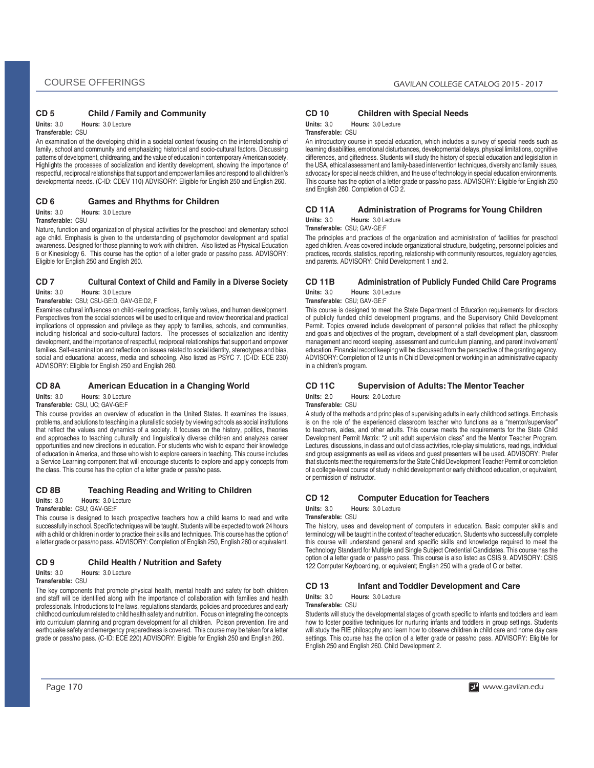## CD 5 Child / Family and Community

**Units:** 3.0 **Hours:** 3.0 Lecture
**Transferable:** CSU

An examination of the developing child in a societal context focusing on the interrelationship of family, school and community and emphasizing historical and socio-cultural factors. Discussing patterns of development, childrearing, and the value of education in contemporary American society. Highlights the processes of socialization and identity development, showing the importance of respectful, reciprocal relationships that support and empower families and respond to all children's developmental needs. (C-ID: CDEV 110) ADVISORY: Eligible for English 250 and English 260.

## CD 6 Games and Rhythms for Children

**Units:** 3.0 **Hours:** 3.0 Lecture
**Transferable:** CSU

Nature, function and organization of physical activities for the preschool and elementary school age child. Emphasis is given to the understanding of psychomotor development and spatial awareness. Designed for those planning to work with children. Also listed as Physical Education 6 or Kinesiology 6. This course has the option of a letter grade or pass/no pass. ADVISORY: Eligible for English 250 and English 260.

## CD 7 Cultural Context of Child and Family in a Diverse Society

**Units:** 3.0 **Hours:** 3.0 Lecture
**Transferable:** CSU; CSU-GE:D, GAV-GE:D2, F

Examines cultural influences on child-rearing practices, family values, and human development. Perspectives from the social sciences will be used to critique and review theoretical and practical implications of oppression and privilege as they apply to families, schools, and communities, including historical and socio-cultural factors. The processes of socialization and identity development, and the importance of respectful, reciprocal relationships that support and empower families. Self-examination and reflection on issues related to social identity, stereotypes and bias, social and educational access, media and schooling. Also listed as PSYC 7. (C-ID: ECE 230) ADVISORY: Eligible for English 250 and English 260.

## CD 8A American Education in a Changing World

**Units:** 3.0 **Hours:** 3.0 Lecture
**Transferable:** CSU, UC; GAV-GE:F

This course provides an overview of education in the United States. It examines the issues, problems, and solutions to teaching in a pluralistic society by viewing schools as social institutions that reflect the values and dynamics of a society. It focuses on the history, politics, theories and approaches to teaching culturally and linguistically diverse children and analyzes career opportunities and new directions in education. For students who wish to expand their knowledge of education in America, and those who wish to explore careers in teaching. This course includes a Service Learning component that will encourage students to explore and apply concepts from the class. This course has the option of a letter grade or pass/no pass.

## CD 8B Teaching Reading and Writing to Children

**Units:** 3.0 **Hours:** 3.0 Lecture
**Transferable:** CSU; GAV-GE:F

This course is designed to teach prospective teachers how a child learns to read and write successfully in school. Specific techniques will be taught. Students will be expected to work 24 hours with a child or children in order to practice their skills and techniques. This course has the option of a letter grade or pass/no pass. ADVISORY: Completion of English 250, English 260 or equivalent.

## CD 9 Child Health / Nutrition and Safety

**Units:** 3.0 **Hours:** 3.0 Lecture
**Transferable:** CSU

The key components that promote physical health, mental health and safety for both children and staff will be identified along with the importance of collaboration with families and health professionals. Introductions to the laws, regulations standards, policies and procedures and early childhood curriculum related to child health safety and nutrition. Focus on integrating the concepts into curriculum planning and program development for all children. Poison prevention, fire and earthquake safety and emergency preparedness is covered. This course may be taken for a letter grade or pass/no pass. (C-ID: ECE 220) ADVISORY: Eligible for English 250 and English 260.

## CD 10 Children with Special Needs

**Units:** 3.0 **Hours:** 3.0 Lecture
**Transferable:** CSU

An introductory course in special education, which includes a survey of special needs such as learning disabilities, emotional disturbances, developmental delays, physical limitations, cognitive differences, and giftedness. Students will study the history of special education and legislation in the USA, ethical assessment and family-based intervention techniques, diversity and family issues, advocacy for special needs children, and the use of technology in special education environments. This course has the option of a letter grade or pass/no pass. ADVISORY: Eligible for English 250 and English 260. Completion of CD 2.

## CD 11A Administration of Programs for Young Children

**Units:** 3.0 **Hours:** 3.0 Lecture
**Transferable:** CSU; GAV-GE:F

The principles and practices of the organization and administration of facilities for preschool aged children. Areas covered include organizational structure, budgeting, personnel policies and practices, records, statistics, reporting, relationship with community resources, regulatory agencies, and parents. ADVISORY: Child Development 1 and 2.

## CD 11B Administration of Publicly Funded Child Care Programs

**Units:** 3.0 **Hours:** 3.0 Lecture
**Transferable:** CSU; GAV-GE:F

This course is designed to meet the State Department of Education requirements for directors of publicly funded child development programs, and the Supervisory Child Development Permit. Topics covered include development of personnel policies that reflect the philosophy and goals and objectives of the program, development of a staff development plan, classroom management and record keeping, assessment and curriculum planning, and parent involvement/education. Financial record keeping will be discussed from the perspective of the granting agency. ADVISORY: Completion of 12 units in Child Development or working in an administrative capacity in a children's program.

## CD 11C Supervision of Adults: The Mentor Teacher

**Units:** 2.0 **Hours:** 2.0 Lecture
**Transferable:** CSU

A study of the methods and principles of supervising adults in early childhood settings. Emphasis is on the role of the experienced classroom teacher who functions as a "mentor/supervisor" to teachers, aides, and other adults. This course meets the requirements for the State Child Development Permit Matrix: "2 unit adult supervision class" and the Mentor Teacher Program. Lectures, discussions, in class and out of class activities, role-play simulations, readings, individual and group assignments as well as videos and guest presenters will be used. ADVISORY: Prefer that students meet the requirements for the State Child Development Teacher Permit or completion of a college-level course of study in child development or early childhood education, or equivalent, or permission of instructor.

## CD 12 Computer Education for Teachers

**Units:** 3.0 **Hours:** 3.0 Lecture
**Transferable:** CSU

The history, uses and development of computers in education. Basic computer skills and terminology will be taught in the context of teacher education. Students who successfully complete this course will understand general and specific skills and knowledge required to meet the Technology Standard for Multiple and Single Subject Credential Candidates. This course has the option of a letter grade or pass/no pass. This course is also listed as CSIS 9. ADVISORY: CSIS 122 Computer Keyboarding, or equivalent; English 250 with a grade of C or better.

## CD 13 Infant and Toddler Development and Care

**Units:** 3.0 **Hours:** 3.0 Lecture
**Transferable:** CSU

Students will study the developmental stages of growth specific to infants and toddlers and learn how to foster positive techniques for nurturing infants and toddlers in group settings. Students will study the RIE philosophy and learn how to observe children in child care and home day care settings. This course has the option of a letter grade or pass/no pass. ADVISORY: Eligible for English 250 and English 260. Child Development 2.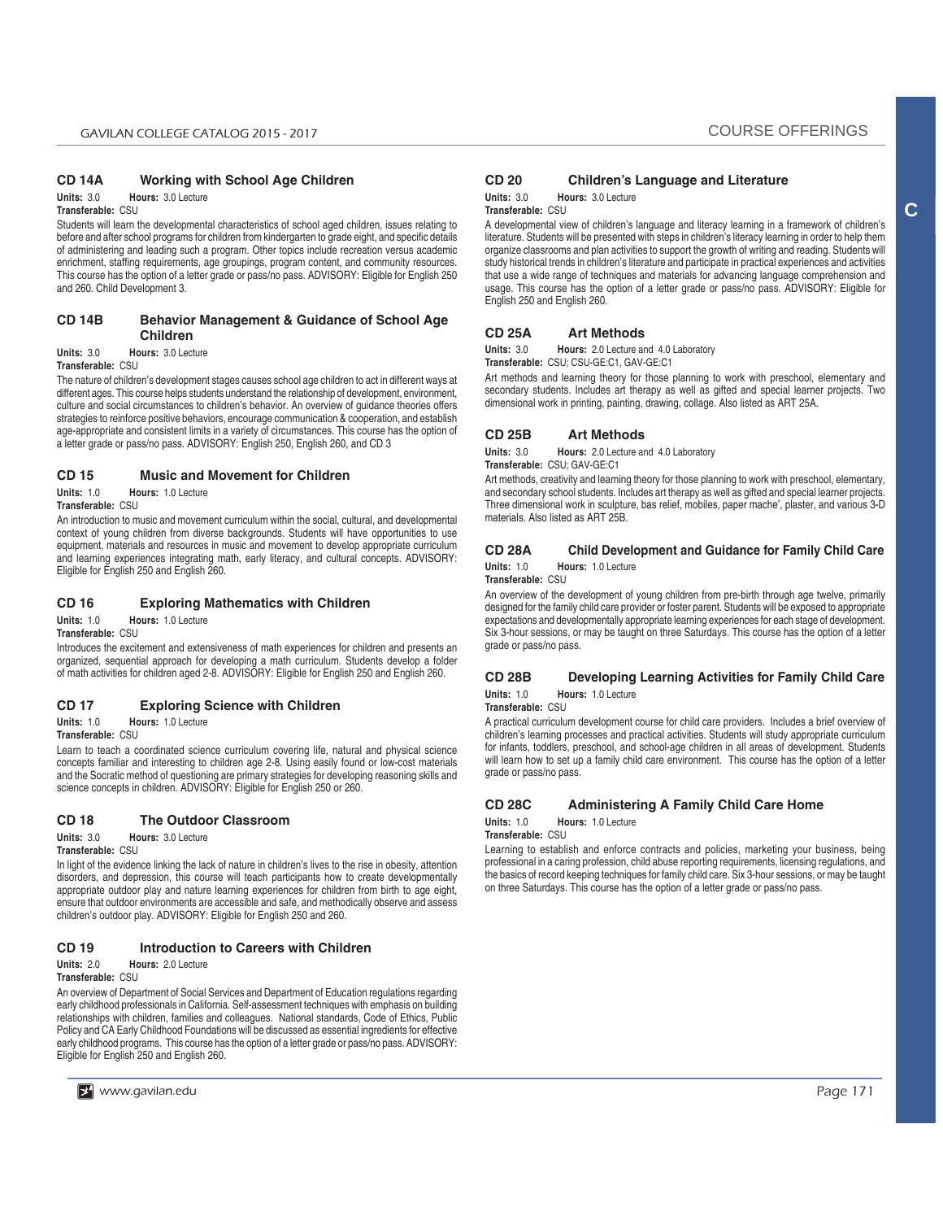### CD 14A Working with School Age Children

**Units:** 3.0 **Hours:** 3.0 Lecture
**Transferable:** CSU

Students will learn the developmental characteristics of school aged children, issues relating to before and after school programs for children from kindergarten to grade eight, and specific details of administering and leading such a program. Other topics include recreation versus academic enrichment, staffing requirements, age groupings, program content, and community resources. This course has the option of a letter grade or pass/no pass. ADVISORY: Eligible for English 250 and 260. Child Development 3.

### CD 14B Behavior Management & Guidance of School Age Children

**Units:** 3.0 **Hours:** 3.0 Lecture
**Transferable:** CSU

The nature of children's development stages causes school age children to act in different ways at different ages. This course helps students understand the relationship of development, environment, culture and social circumstances to children's behavior. An overview of guidance theories offers strategies to reinforce positive behaviors, encourage communication & cooperation, and establish age-appropriate and consistent limits in a variety of circumstances. This course has the option of a letter grade or pass/no pass. ADVISORY: English 250, English 260, and CD 3

### CD 15 Music and Movement for Children

**Units:** 1.0 **Hours:** 1.0 Lecture
**Transferable:** CSU

An introduction to music and movement curriculum within the social, cultural, and developmental context of young children from diverse backgrounds. Students will have opportunities to use equipment, materials and resources in music and movement to develop appropriate curriculum and learning experiences integrating math, early literacy, and cultural concepts. ADVISORY: Eligible for English 250 and English 260.

### CD 16 Exploring Mathematics with Children

**Units:** 1.0 **Hours:** 1.0 Lecture
**Transferable:** CSU

Introduces the excitement and extensiveness of math experiences for children and presents an organized, sequential approach for developing a math curriculum. Students develop a folder of math activities for children aged 2-8. ADVISORY: Eligible for English 250 and English 260.

### CD 17 Exploring Science with Children

**Units:** 1.0 **Hours:** 1.0 Lecture
**Transferable:** CSU

Learn to teach a coordinated science curriculum covering life, natural and physical science concepts familiar and interesting to children age 2-8. Using easily found or low-cost materials and the Socratic method of questioning are primary strategies for developing reasoning skills and science concepts in children. ADVISORY: Eligible for English 250 or 260.

### CD 18 The Outdoor Classroom

**Units:** 3.0 **Hours:** 3.0 Lecture
**Transferable:** CSU

In light of the evidence linking the lack of nature in children's lives to the rise in obesity, attention disorders, and depression, this course will teach participants how to create developmentally appropriate outdoor play and nature learning experiences for children from birth to age eight, ensure that outdoor environments are accessible and safe, and methodically observe and assess children's outdoor play. ADVISORY: Eligible for English 250 and 260.

### CD 19 Introduction to Careers with Children

**Units:** 2.0 **Hours:** 2.0 Lecture
**Transferable:** CSU

An overview of Department of Social Services and Department of Education regulations regarding early childhood professionals in California. Self-assessment techniques with emphasis on building relationships with children, families and colleagues. National standards, Code of Ethics, Public Policy and CA Early Childhood Foundations will be discussed as essential ingredients for effective early childhood programs. This course has the option of a letter grade or pass/no pass. ADVISORY: Eligible for English 250 and English 260.

### CD 20 Children's Language and Literature

**Units:** 3.0 **Hours:** 3.0 Lecture
**Transferable:** CSU

A developmental view of children's language and literacy learning in a framework of children's literature. Students will be presented with steps in children's literacy learning in order to help them organize classrooms and plan activities to support the growth of writing and reading. Students will study historical trends in children's literature and participate in practical experiences and activities that use a wide range of techniques and materials for advancing language comprehension and usage. This course has the option of a letter grade or pass/no pass. ADVISORY: Eligible for English 250 and English 260.

### CD 25A Art Methods

**Units:** 3.0 **Hours:** 2.0 Lecture and 4.0 Laboratory
**Transferable:** CSU; CSU-GE:C1, GAV-GE:C1

Art methods and learning theory for those planning to work with preschool, elementary and secondary students. Includes art therapy as well as gifted and special learner projects. Two dimensional work in printing, painting, drawing, collage. Also listed as ART 25A.

### CD 25B Art Methods

**Units:** 3.0 **Hours:** 2.0 Lecture and 4.0 Laboratory
**Transferable:** CSU; GAV-GE:C1

Art methods, creativity and learning theory for those planning to work with preschool, elementary, and secondary school students. Includes art therapy as well as gifted and special learner projects. Three dimensional work in sculpture, bas relief, mobiles, paper mache', plaster, and various 3-D materials. Also listed as ART 25B.

### CD 28A Child Development and Guidance for Family Child Care

**Units:** 1.0 **Hours:** 1.0 Lecture
**Transferable:** CSU

An overview of the development of young children from pre-birth through age twelve, primarily designed for the family child care provider or foster parent. Students will be exposed to appropriate expectations and developmentally appropriate learning experiences for each stage of development. Six 3-hour sessions, or may be taught on three Saturdays. This course has the option of a letter grade or pass/no pass.

### CD 28B Developing Learning Activities for Family Child Care

**Units:** 1.0 **Hours:** 1.0 Lecture
**Transferable:** CSU

A practical curriculum development course for child care providers. Includes a brief overview of children's learning processes and practical activities. Students will study appropriate curriculum for infants, toddlers, preschool, and school-age children in all areas of development. Students will learn how to set up a family child care environment. This course has the option of a letter grade or pass/no pass.

### CD 28C Administering A Family Child Care Home

**Units:** 1.0 **Hours:** 1.0 Lecture
**Transferable:** CSU

Learning to establish and enforce contracts and policies, marketing your business, being professional in a caring profession, child abuse reporting requirements, licensing regulations, and the basics of record keeping techniques for family child care. Six 3-hour sessions, or may be taught on three Saturdays. This course has the option of a letter grade or pass/no pass.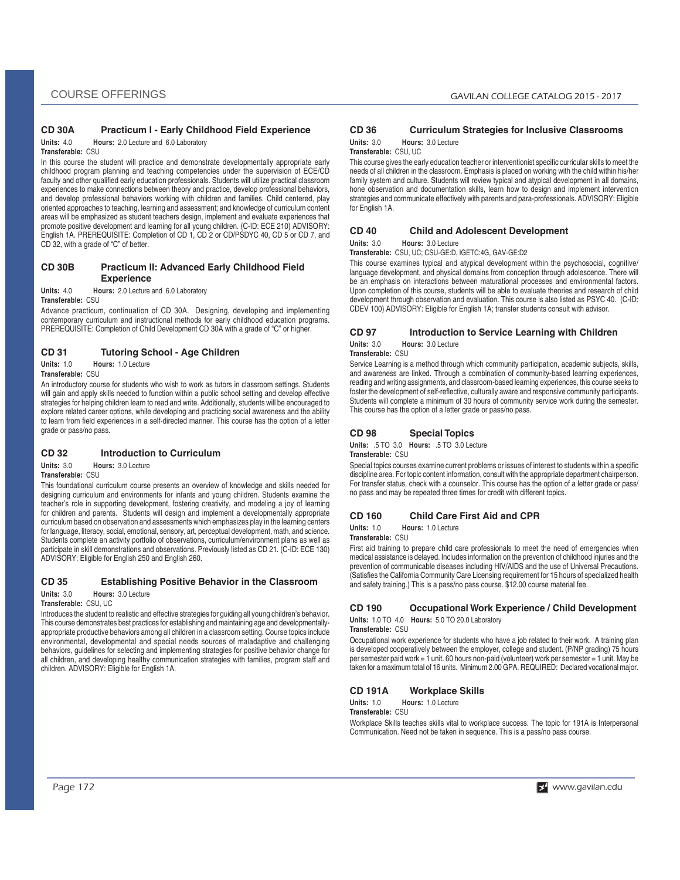### CD 30A Practicum I - Early Childhood Field Experience

**Units:** 4.0 **Hours:** 2.0 Lecture and 6.0 Laboratory
**Transferable:** CSU

In this course the student will practice and demonstrate developmentally appropriate early childhood program planning and teaching competencies under the supervision of ECE/CD faculty and other qualified early education professionals. Students will utilize practical classroom experiences to make connections between theory and practice, develop professional behaviors, and develop professional behaviors working with children and families. Child centered, play oriented approaches to teaching, learning and assessment; and knowledge of curriculum content areas will be emphasized as student teachers design, implement and evaluate experiences that promote positive development and learning for all young children. (C-ID: ECE 210) ADVISORY: English 1A. PREREQUISITE: Completion of CD 1, CD 2 or CD/PSDYC 40, CD 5 or CD 7, and CD 32, with a grade of "C" of better.

### CD 30B Practicum II: Advanced Early Childhood Field Experience

**Units:** 4.0 **Hours:** 2.0 Lecture and 6.0 Laboratory
**Transferable:** CSU

Advance practicum, continuation of CD 30A. Designing, developing and implementing contemporary curriculum and instructional methods for early childhood education programs. PREREQUISITE: Completion of Child Development CD 30A with a grade of "C" or higher.

### CD 31 Tutoring School - Age Children

**Units:** 1.0 **Hours:** 1.0 Lecture
**Transferable:** CSU

An introductory course for students who wish to work as tutors in classroom settings. Students will gain and apply skills needed to function within a public school setting and develop effective strategies for helping children learn to read and write. Additionally, students will be encouraged to explore related career options, while developing and practicing social awareness and the ability to learn from field experiences in a self-directed manner. This course has the option of a letter grade or pass/no pass.

### CD 32 Introduction to Curriculum

**Units:** 3.0 **Hours:** 3.0 Lecture
**Transferable:** CSU

This foundational curriculum course presents an overview of knowledge and skills needed for designing curriculum and environments for infants and young children. Students examine the teacher's role in supporting development, fostering creativity, and modeling a joy of learning for children and parents. Students will design and implement a developmentally appropriate curriculum based on observation and assessments which emphasizes play in the learning centers for language, literacy, social, emotional, sensory, art, perceptual development, math, and science. Students complete an activity portfolio of observations, curriculum/environment plans as well as participate in skill demonstrations and observations. Previously listed as CD 21. (C-ID: ECE 130) ADVISORY: Eligible for English 250 and English 260.

### CD 35 Establishing Positive Behavior in the Classroom

**Units:** 3.0 **Hours:** 3.0 Lecture
**Transferable:** CSU, UC

Introduces the student to realistic and effective strategies for guiding all young children's behavior. This course demonstrates best practices for establishing and maintaining age and developmentally-appropriate productive behaviors among all children in a classroom setting. Course topics include environmental, developmental and special needs sources of maladaptive and challenging behaviors, guidelines for selecting and implementing strategies for positive behavior change for all children, and developing healthy communication strategies with families, program staff and children. ADVISORY: Eligible for English 1A.

### CD 36 Curriculum Strategies for Inclusive Classrooms

**Units:** 3.0 **Hours:** 3.0 Lecture
**Transferable:** CSU, UC

This course gives the early education teacher or interventionist specific curricular skills to meet the needs of all children in the classroom. Emphasis is placed on working with the child within his/her family system and culture. Students will review typical and atypical development in all domains, hone observation and documentation skills, learn how to design and implement intervention strategies and communicate effectively with parents and para-professionals. ADVISORY: Eligible for English 1A.

### CD 40 Child and Adolescent Development

**Units:** 3.0 **Hours:** 3.0 Lecture
**Transferable:** CSU, UC; CSU-GE:D, IGETC:4G, GAV-GE:D2

This course examines typical and atypical development within the psychosocial, cognitive/ language development, and physical domains from conception through adolescence. There will be an emphasis on interactions between maturational processes and environmental factors. Upon completion of this course, students will be able to evaluate theories and research of child development through observation and evaluation. This course is also listed as PSYC 40. (C-ID: CDEV 100) ADVISORY: Eligible for English 1A; transfer students consult with advisor.

### CD 97 Introduction to Service Learning with Children

**Units:** 3.0 **Hours:** 3.0 Lecture
**Transferable:** CSU

Service Learning is a method through which community participation, academic subjects, skills, and awareness are linked. Through a combination of community-based learning experiences, reading and writing assignments, and classroom-based learning experiences, this course seeks to foster the development of self-reflective, culturally aware and responsive community participants. Students will complete a minimum of 30 hours of community service work during the semester. This course has the option of a letter grade or pass/no pass.

### CD 98 Special Topics

**Units:** .5 TO 3.0 **Hours:** .5 TO 3.0 Lecture
**Transferable:** CSU

Special topics courses examine current problems or issues of interest to students within a specific discipline area. For topic content information, consult with the appropriate department chairperson. For transfer status, check with a counselor. This course has the option of a letter grade or pass/no pass and may be repeated three times for credit with different topics.

### CD 160 Child Care First Aid and CPR

**Units:** 1.0 **Hours:** 1.0 Lecture
**Transferable:** CSU

First aid training to prepare child care professionals to meet the need of emergencies when medical assistance is delayed. Includes information on the prevention of childhood injuries and the prevention of communicable diseases including HIV/AIDS and the use of Universal Precautions. (Satisfies the California Community Care Licensing requirement for 15 hours of specialized health and safety training.) This is a pass/no pass course. $12.00 course material fee.

### CD 190 Occupational Work Experience / Child Development

**Units:** 1.0 TO 4.0 **Hours:** 5.0 TO 20.0 Laboratory
**Transferable:** CSU

Occupational work experience for students who have a job related to their work. A training plan is developed cooperatively between the employer, college and student. (P/NP grading) 75 hours per semester paid work = 1 unit. 60 hours non-paid (volunteer) work per semester = 1 unit. May be taken for a maximum total of 16 units. Minimum 2.00 GPA. REQUIRED: Declared vocational major.

### CD 191A Workplace Skills

**Units:** 1.0 **Hours:** 1.0 Lecture
**Transferable:** CSU

Workplace Skills teaches skills vital to workplace success. The topic for 191A is Interpersonal Communication. Need not be taken in sequence. This is a pass/no pass course.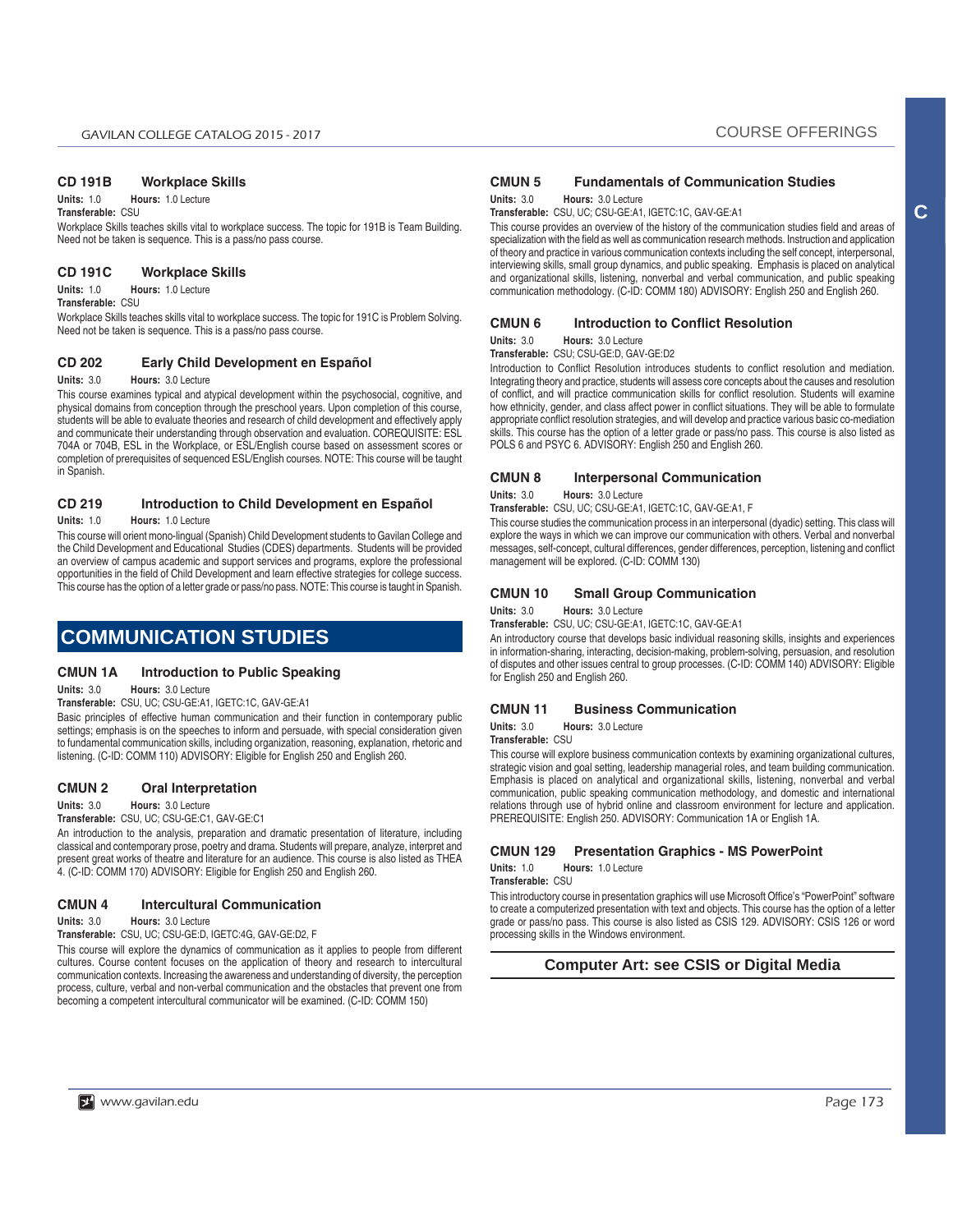### CD 191B Workplace Skills

**Units:** 1.0 **Hours:** 1.0 Lecture
**Transferable:** CSU

Workplace Skills teaches skills vital to workplace success. The topic for 191B is Team Building. Need not be taken is sequence. This is a pass/no pass course.

### CD 191C Workplace Skills

**Units:** 1.0 **Hours:** 1.0 Lecture
**Transferable:** CSU

Workplace Skills teaches skills vital to workplace success. The topic for 191C is Problem Solving. Need not be taken is sequence. This is a pass/no pass course.

### CD 202 Early Child Development en Español

**Units:** 3.0 **Hours:** 3.0 Lecture

This course examines typical and atypical development within the psychosocial, cognitive, and physical domains from conception through the preschool years. Upon completion of this course, students will be able to evaluate theories and research of child development and effectively apply and communicate their understanding through observation and evaluation. COREQUISITE: ESL 704A or 704B, ESL in the Workplace, or ESL/English course based on assessment scores or completion of prerequisites of sequenced ESL/English courses. NOTE: This course will be taught in Spanish.

### CD 219 Introduction to Child Development en Español

**Units:** 1.0 **Hours:** 1.0 Lecture

This course will orient mono-lingual (Spanish) Child Development students to Gavilan College and the Child Development and Educational Studies (CDES) departments. Students will be provided an overview of campus academic and support services and programs, explore the professional opportunities in the field of Child Development and learn effective strategies for college success. This course has the option of a letter grade or pass/no pass. NOTE: This course is taught in Spanish.

## COMMUNICATION STUDIES

### CMUN 1A Introduction to Public Speaking

**Units:** 3.0 **Hours:** 3.0 Lecture
**Transferable:** CSU, UC; CSU-GE:A1, IGETC:1C, GAV-GE:A1

Basic principles of effective human communication and their function in contemporary public settings; emphasis is on the speeches to inform and persuade, with special consideration given to fundamental communication skills, including organization, reasoning, explanation, rhetoric and listening. (C-ID: COMM 110) ADVISORY: Eligible for English 250 and English 260.

### CMUN 2 Oral Interpretation

**Units:** 3.0 **Hours:** 3.0 Lecture
**Transferable:** CSU, UC; CSU-GE:C1, GAV-GE:C1

An introduction to the analysis, preparation and dramatic presentation of literature, including classical and contemporary prose, poetry and drama. Students will prepare, analyze, interpret and present great works of theatre and literature for an audience. This course is also listed as THEA 4. (C-ID: COMM 170) ADVISORY: Eligible for English 250 and English 260.

### CMUN 4 Intercultural Communication

**Units:** 3.0 **Hours:** 3.0 Lecture
**Transferable:** CSU, UC; CSU-GE:D, IGETC:4G, GAV-GE:D2, F

This course will explore the dynamics of communication as it applies to people from different cultures. Course content focuses on the application of theory and research to intercultural communication contexts. Increasing the awareness and understanding of diversity, the perception process, culture, verbal and non-verbal communication and the obstacles that prevent one from becoming a competent intercultural communicator will be examined. (C-ID: COMM 150)

### CMUN 5 Fundamentals of Communication Studies

**Units:** 3.0 **Hours:** 3.0 Lecture
**Transferable:** CSU, UC; CSU-GE:A1, IGETC:1C, GAV-GE:A1

This course provides an overview of the history of the communication studies field and areas of specialization with the field as well as communication research methods. Instruction and application of theory and practice in various communication contexts including the self concept, interpersonal, interviewing skills, small group dynamics, and public speaking. Emphasis is placed on analytical and organizational skills, listening, nonverbal and verbal communication, and public speaking communication methodology. (C-ID: COMM 180) ADVISORY: English 250 and English 260.

### CMUN 6 Introduction to Conflict Resolution

**Units:** 3.0 **Hours:** 3.0 Lecture
**Transferable:** CSU; CSU-GE:D, GAV-GE:D2

Introduction to Conflict Resolution introduces students to conflict resolution and mediation. Integrating theory and practice, students will assess core concepts about the causes and resolution of conflict, and will practice communication skills for conflict resolution. Students will examine how ethnicity, gender, and class affect power in conflict situations. They will be able to formulate appropriate conflict resolution strategies, and will develop and practice various basic co-mediation skills. This course has the option of a letter grade or pass/no pass. This course is also listed as POLS 6 and PSYC 6. ADVISORY: English 250 and English 260.

### CMUN 8 Interpersonal Communication

**Units:** 3.0 **Hours:** 3.0 Lecture
**Transferable:** CSU, UC; CSU-GE:A1, IGETC:1C, GAV-GE:A1, F

This course studies the communication process in an interpersonal (dyadic) setting. This class will explore the ways in which we can improve our communication with others. Verbal and nonverbal messages, self-concept, cultural differences, gender differences, perception, listening and conflict management will be explored. (C-ID: COMM 130)

### CMUN 10 Small Group Communication

**Units:** 3.0 **Hours:** 3.0 Lecture
**Transferable:** CSU, UC; CSU-GE:A1, IGETC:1C, GAV-GE:A1

An introductory course that develops basic individual reasoning skills, insights and experiences in information-sharing, interacting, decision-making, problem-solving, persuasion, and resolution of disputes and other issues central to group processes. (C-ID: COMM 140) ADVISORY: Eligible for English 250 and English 260.

### CMUN 11 Business Communication

**Units:** 3.0 **Hours:** 3.0 Lecture
**Transferable:** CSU

This course will explore business communication contexts by examining organizational cultures, strategic vision and goal setting, leadership managerial roles, and team building communication. Emphasis is placed on analytical and organizational skills, listening, nonverbal and verbal communication, public speaking communication methodology, and domestic and international relations through use of hybrid online and classroom environment for lecture and application. PREREQUISITE: English 250. ADVISORY: Communication 1A or English 1A.

### CMUN 129 Presentation Graphics - MS PowerPoint

**Units:** 1.0 **Hours:** 1.0 Lecture
**Transferable:** CSU

This introductory course in presentation graphics will use Microsoft Office's "PowerPoint" software to create a computerized presentation with text and objects. This course has the option of a letter grade or pass/no pass. This course is also listed as CSIS 129. ADVISORY: CSIS 126 or word processing skills in the Windows environment.

**Computer Art: see CSIS or Digital Media**